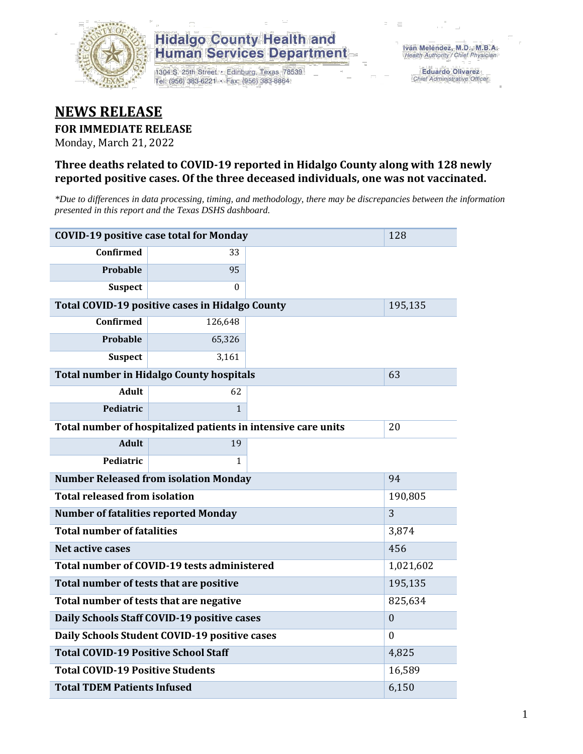Hidalgo County Health and Human Services Department

1304 S. 25th Street • Edinburg, Texas 78539
Tel: (956) 383-6221 • Fax: (956) 383-8864

Iván Meléndez, M.D., M.B.A.
Health Authority / Chief Physician

Eduardo Olivarez
Chief Administrative Officer

# NEWS RELEASE

**FOR IMMEDIATE RELEASE**

Monday, March 21, 2022

### Three deaths related to COVID-19 reported in Hidalgo County along with 128 newly reported positive cases. Of the three deceased individuals, one was not vaccinated.

*\*Due to differences in data processing, timing, and methodology, there may be discrepancies between the information presented in this report and the Texas DSHS dashboard.*

| | | | |
|---|---|---|---|
| **COVID-19 positive case total for Monday** | | | 128 |
| **Confirmed** | 33 | | |
| **Probable** | 95 | | |
| **Suspect** | 0 | | |
| **Total COVID-19 positive cases in Hidalgo County** | | | 195,135 |
| **Confirmed** | 126,648 | | |
| **Probable** | 65,326 | | |
| **Suspect** | 3,161 | | |
| **Total number in Hidalgo County hospitals** | | | 63 |
| **Adult** | 62 | | |
| **Pediatric** | 1 | | |
| **Total number of hospitalized patients in intensive care units** | | | 20 |
| **Adult** | 19 | | |
| **Pediatric** | 1 | | |
| **Number Released from isolation Monday** | | | 94 |
| **Total released from isolation** | | | 190,805 |
| **Number of fatalities reported Monday** | | | 3 |
| **Total number of fatalities** | | | 3,874 |
| **Net active cases** | | | 456 |
| **Total number of COVID-19 tests administered** | | | 1,021,602 |
| **Total number of tests that are positive** | | | 195,135 |
| **Total number of tests that are negative** | | | 825,634 |
| **Daily Schools Staff COVID-19 positive cases** | | | 0 |
| **Daily Schools Student COVID-19 positive cases** | | | 0 |
| **Total COVID-19 Positive School Staff** | | | 4,825 |
| **Total COVID-19 Positive Students** | | | 16,589 |
| **Total TDEM Patients Infused** | | | 6,150 |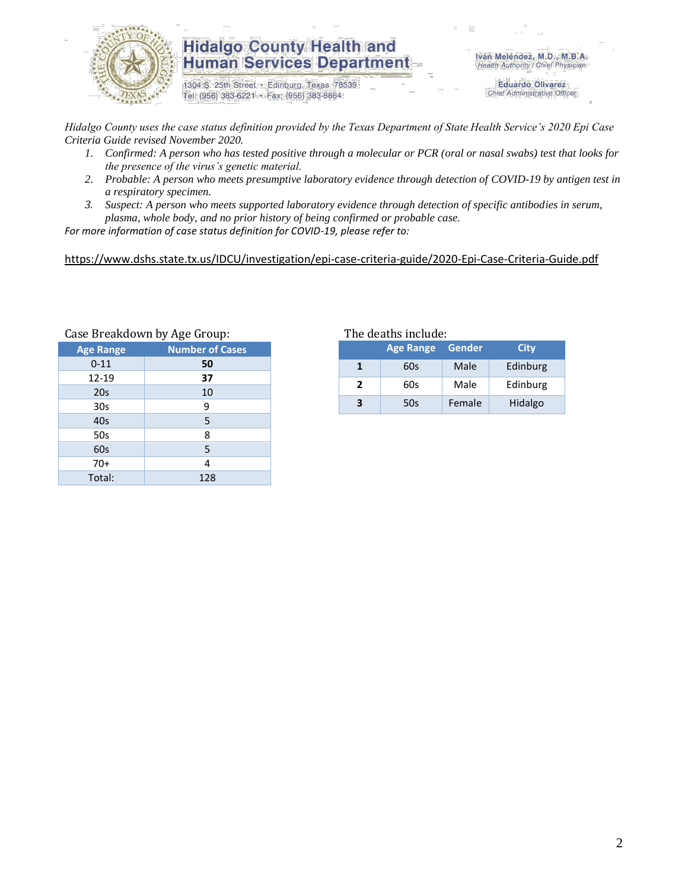# Hidalgo County Health and Human Services Department

1304 S. 25th Street • Edinburg, Texas 78539
Tel: (956) 383-6221 • Fax: (956) 383-8864

Iván Meléndez, M.D., M.B.A.
*Health Authority / Chief Physician*

Eduardo Olivarez
*Chief Administrative Officer*

*Hidalgo County uses the case status definition provided by the Texas Department of State Health Service's 2020 Epi Case Criteria Guide revised November 2020.*

1. *Confirmed: A person who has tested positive through a molecular or PCR (oral or nasal swabs) test that looks for the presence of the virus's genetic material.*
2. *Probable: A person who meets presumptive laboratory evidence through detection of COVID-19 by antigen test in a respiratory specimen.*
3. *Suspect: A person who meets supported laboratory evidence through detection of specific antibodies in serum, plasma, whole body, and no prior history of being confirmed or probable case.*

*For more information of case status definition for COVID-19, please refer to:*

https://www.dshs.state.tx.us/IDCU/investigation/epi-case-criteria-guide/2020-Epi-Case-Criteria-Guide.pdf

Case Breakdown by Age Group:

| Age Range | Number of Cases |
|---|---|
| 0-11 | **50** |
| 12-19 | **37** |
| 20s | 10 |
| 30s | 9 |
| 40s | 5 |
| 50s | 8 |
| 60s | 5 |
| 70+ | 4 |
| Total: | 128 |

The deaths include:

| | Age Range | Gender | City |
|---|---|---|---|
| **1** | 60s | Male | Edinburg |
| **2** | 60s | Male | Edinburg |
| **3** | 50s | Female | Hidalgo |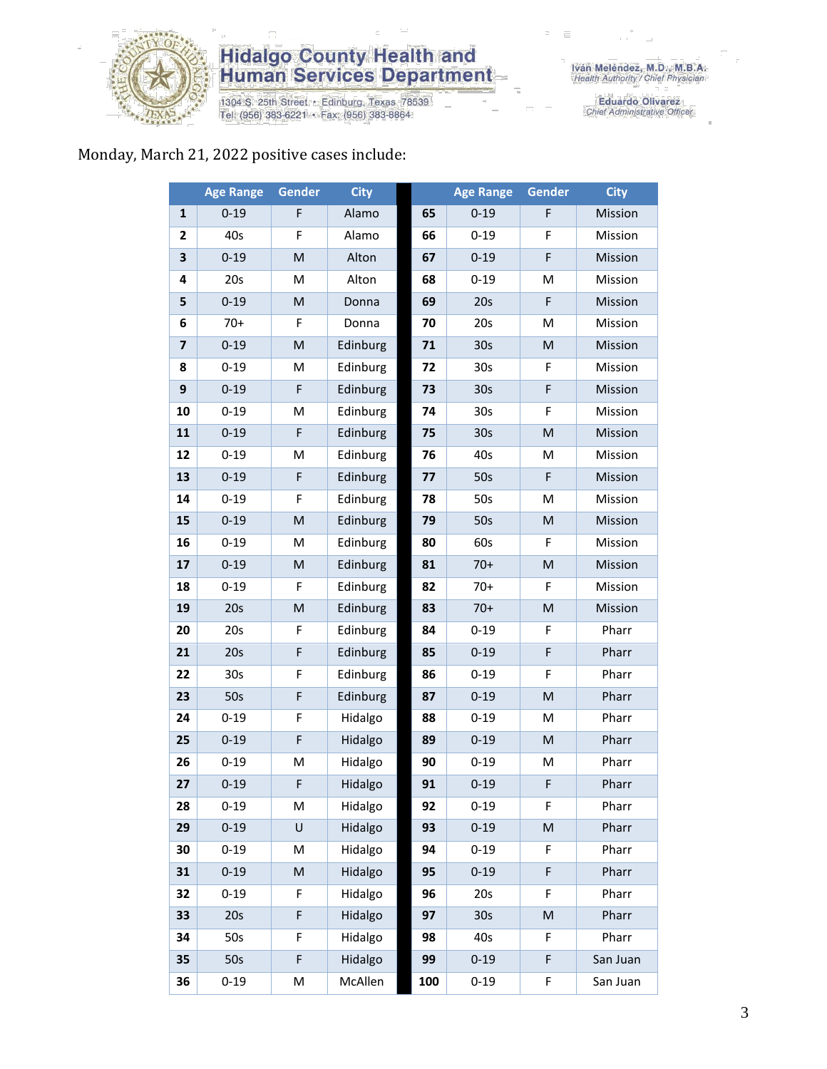Hidalgo County Health and Human Services Department

1304 S. 25th Street • Edinburg, Texas 78539
Tel: (956) 383-6221 • Fax: (956) 383-8864

Iván Meléndez, M.D., M.B.A.
Health Authority / Chief Physician

Eduardo Olivarez
Chief Administrative Officer

Monday, March 21, 2022 positive cases include:

| | Age Range | Gender | City | | Age Range | Gender | City |
|---|---|---|---|---|---|---|---|
| **1** | 0-19 | F | Alamo | **65** | 0-19 | F | Mission |
| **2** | 40s | F | Alamo | **66** | 0-19 | F | Mission |
| **3** | 0-19 | M | Alton | **67** | 0-19 | F | Mission |
| **4** | 20s | M | Alton | **68** | 0-19 | M | Mission |
| **5** | 0-19 | M | Donna | **69** | 20s | F | Mission |
| **6** | 70+ | F | Donna | **70** | 20s | M | Mission |
| **7** | 0-19 | M | Edinburg | **71** | 30s | M | Mission |
| **8** | 0-19 | M | Edinburg | **72** | 30s | F | Mission |
| **9** | 0-19 | F | Edinburg | **73** | 30s | F | Mission |
| **10** | 0-19 | M | Edinburg | **74** | 30s | F | Mission |
| **11** | 0-19 | F | Edinburg | **75** | 30s | M | Mission |
| **12** | 0-19 | M | Edinburg | **76** | 40s | M | Mission |
| **13** | 0-19 | F | Edinburg | **77** | 50s | F | Mission |
| **14** | 0-19 | F | Edinburg | **78** | 50s | M | Mission |
| **15** | 0-19 | M | Edinburg | **79** | 50s | M | Mission |
| **16** | 0-19 | M | Edinburg | **80** | 60s | F | Mission |
| **17** | 0-19 | M | Edinburg | **81** | 70+ | M | Mission |
| **18** | 0-19 | F | Edinburg | **82** | 70+ | F | Mission |
| **19** | 20s | M | Edinburg | **83** | 70+ | M | Mission |
| **20** | 20s | F | Edinburg | **84** | 0-19 | F | Pharr |
| **21** | 20s | F | Edinburg | **85** | 0-19 | F | Pharr |
| **22** | 30s | F | Edinburg | **86** | 0-19 | F | Pharr |
| **23** | 50s | F | Edinburg | **87** | 0-19 | M | Pharr |
| **24** | 0-19 | F | Hidalgo | **88** | 0-19 | M | Pharr |
| **25** | 0-19 | F | Hidalgo | **89** | 0-19 | M | Pharr |
| **26** | 0-19 | M | Hidalgo | **90** | 0-19 | M | Pharr |
| **27** | 0-19 | F | Hidalgo | **91** | 0-19 | F | Pharr |
| **28** | 0-19 | M | Hidalgo | **92** | 0-19 | F | Pharr |
| **29** | 0-19 | U | Hidalgo | **93** | 0-19 | M | Pharr |
| **30** | 0-19 | M | Hidalgo | **94** | 0-19 | F | Pharr |
| **31** | 0-19 | M | Hidalgo | **95** | 0-19 | F | Pharr |
| **32** | 0-19 | F | Hidalgo | **96** | 20s | F | Pharr |
| **33** | 20s | F | Hidalgo | **97** | 30s | M | Pharr |
| **34** | 50s | F | Hidalgo | **98** | 40s | F | Pharr |
| **35** | 50s | F | Hidalgo | **99** | 0-19 | F | San Juan |
| **36** | 0-19 | M | McAllen | **100** | 0-19 | F | San Juan |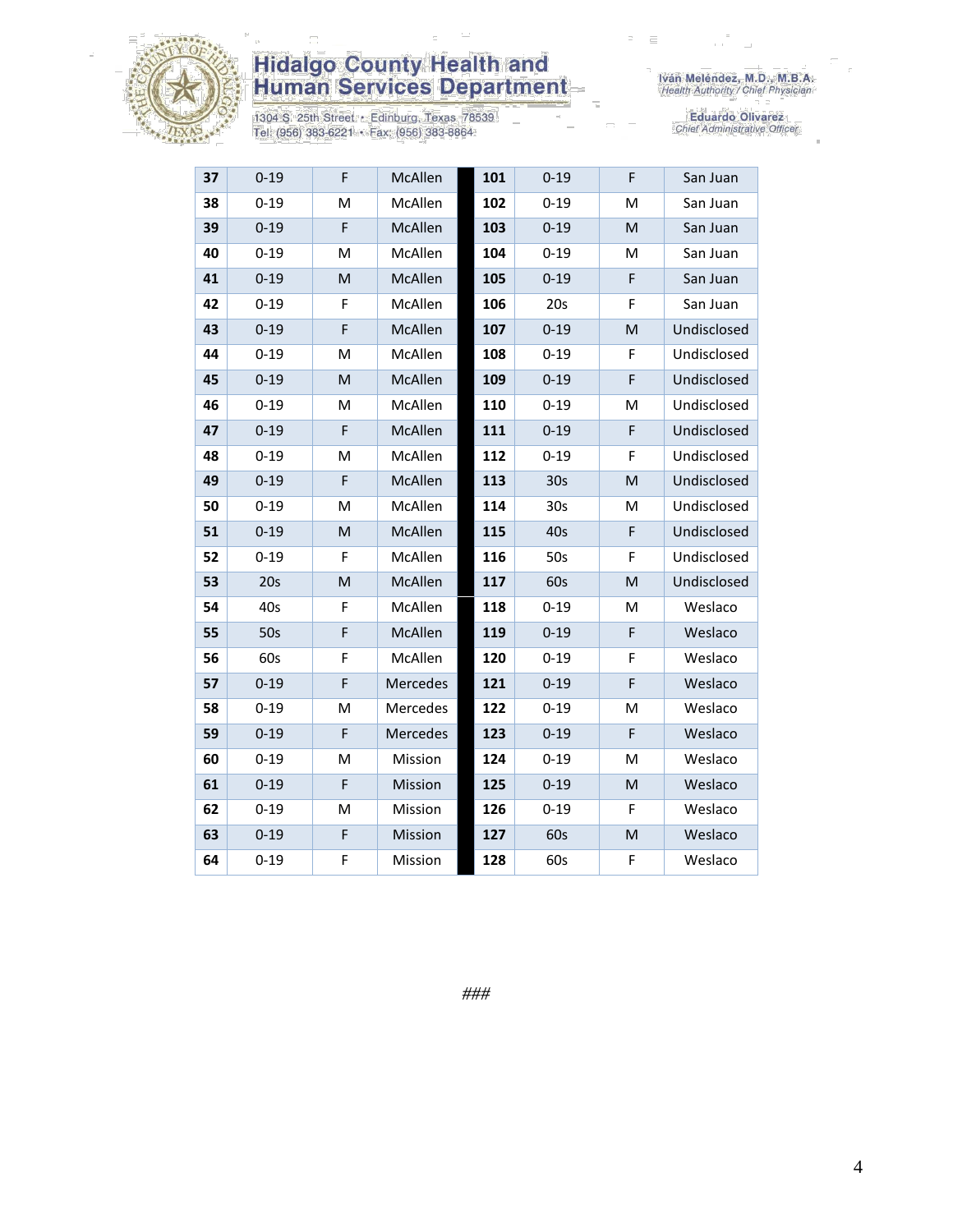| | | | | | | | |
|---|---|---|---|---|---|---|---|
| **37** | 0-19 | F | McAllen | **101** | 0-19 | F | San Juan |
| **38** | 0-19 | M | McAllen | **102** | 0-19 | M | San Juan |
| **39** | 0-19 | F | McAllen | **103** | 0-19 | M | San Juan |
| **40** | 0-19 | M | McAllen | **104** | 0-19 | M | San Juan |
| **41** | 0-19 | M | McAllen | **105** | 0-19 | F | San Juan |
| **42** | 0-19 | F | McAllen | **106** | 20s | F | San Juan |
| **43** | 0-19 | F | McAllen | **107** | 0-19 | M | Undisclosed |
| **44** | 0-19 | M | McAllen | **108** | 0-19 | F | Undisclosed |
| **45** | 0-19 | M | McAllen | **109** | 0-19 | F | Undisclosed |
| **46** | 0-19 | M | McAllen | **110** | 0-19 | M | Undisclosed |
| **47** | 0-19 | F | McAllen | **111** | 0-19 | F | Undisclosed |
| **48** | 0-19 | M | McAllen | **112** | 0-19 | F | Undisclosed |
| **49** | 0-19 | F | McAllen | **113** | 30s | M | Undisclosed |
| **50** | 0-19 | M | McAllen | **114** | 30s | M | Undisclosed |
| **51** | 0-19 | M | McAllen | **115** | 40s | F | Undisclosed |
| **52** | 0-19 | F | McAllen | **116** | 50s | F | Undisclosed |
| **53** | 20s | M | McAllen | **117** | 60s | M | Undisclosed |
| **54** | 40s | F | McAllen | **118** | 0-19 | M | Weslaco |
| **55** | 50s | F | McAllen | **119** | 0-19 | F | Weslaco |
| **56** | 60s | F | McAllen | **120** | 0-19 | F | Weslaco |
| **57** | 0-19 | F | Mercedes | **121** | 0-19 | F | Weslaco |
| **58** | 0-19 | M | Mercedes | **122** | 0-19 | M | Weslaco |
| **59** | 0-19 | F | Mercedes | **123** | 0-19 | F | Weslaco |
| **60** | 0-19 | M | Mission | **124** | 0-19 | M | Weslaco |
| **61** | 0-19 | F | Mission | **125** | 0-19 | M | Weslaco |
| **62** | 0-19 | M | Mission | **126** | 0-19 | F | Weslaco |
| **63** | 0-19 | F | Mission | **127** | 60s | M | Weslaco |
| **64** | 0-19 | F | Mission | **128** | 60s | F | Weslaco |

###